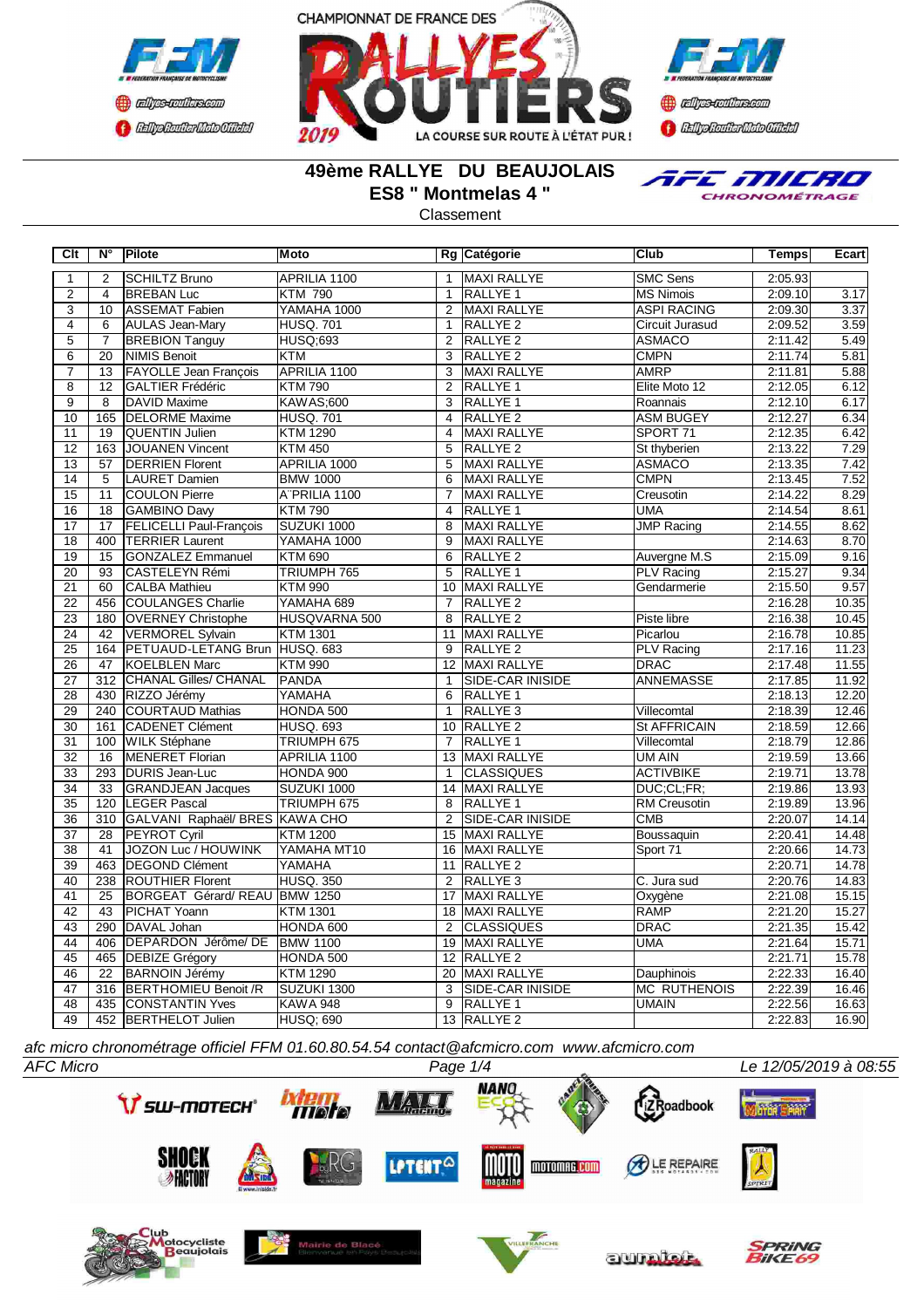CHAMPIONNAT DE FRANCE DES RALLYES ROUTIERS 2019

LA COURSE SUR ROUTE À L'ÉTAT PUR !

# 49ème RALLYE DU BEAUJOLAIS

## ES8 " Montmelas 4 "

Classement

| Clt | N° | Pilote | Moto | Rg | Catégorie | Club | Temps | Ecart |
|---|---|---|---|---|---|---|---|---|
| 1 | 2 | SCHILTZ Bruno | APRILIA 1100 | 1 | MAXI RALLYE | SMC Sens | 2:05.93 | |
| 2 | 4 | BREBAN Luc | KTM 790 | 1 | RALLYE 1 | MS Nimois | 2:09.10 | 3.17 |
| 3 | 10 | ASSEMAT Fabien | YAMAHA 1000 | 2 | MAXI RALLYE | ASPI RACING | 2:09.30 | 3.37 |
| 4 | 6 | AULAS Jean-Mary | HUSQ. 701 | 1 | RALLYE 2 | Circuit Jurasud | 2:09.52 | 3.59 |
| 5 | 7 | BREBION Tanguy | HUSQ;693 | 2 | RALLYE 2 | ASMACO | 2:11.42 | 5.49 |
| 6 | 20 | NIMIS Benoit | KTM | 3 | RALLYE 2 | CMPN | 2:11.74 | 5.81 |
| 7 | 13 | FAYOLLE Jean François | APRILIA 1100 | 3 | MAXI RALLYE | AMRP | 2:11.81 | 5.88 |
| 8 | 12 | GALTIER Frédéric | KTM 790 | 2 | RALLYE 1 | Elite Moto 12 | 2:12.05 | 6.12 |
| 9 | 8 | DAVID Maxime | KAWAS;600 | 3 | RALLYE 1 | Roannais | 2:12.10 | 6.17 |
| 10 | 165 | DELORME Maxime | HUSQ. 701 | 4 | RALLYE 2 | ASM BUGEY | 2:12.27 | 6.34 |
| 11 | 19 | QUENTIN Julien | KTM 1290 | 4 | MAXI RALLYE | SPORT 71 | 2:12.35 | 6.42 |
| 12 | 163 | JOUANEN Vincent | KTM 450 | 5 | RALLYE 2 | St thyberien | 2:13.22 | 7.29 |
| 13 | 57 | DERRIEN Florent | APRILIA 1000 | 5 | MAXI RALLYE | ASMACO | 2:13.35 | 7.42 |
| 14 | 5 | LAURET Damien | BMW 1000 | 6 | MAXI RALLYE | CMPN | 2:13.45 | 7.52 |
| 15 | 11 | COULON Pierre | A"PRILIA 1100 | 7 | MAXI RALLYE | Creusotin | 2:14.22 | 8.29 |
| 16 | 18 | GAMBINO Davy | KTM 790 | 4 | RALLYE 1 | UMA | 2:14.54 | 8.61 |
| 17 | 17 | FELICELLI Paul-François | SUZUKI 1000 | 8 | MAXI RALLYE | JMP Racing | 2:14.55 | 8.62 |
| 18 | 400 | TERRIER Laurent | YAMAHA 1000 | 9 | MAXI RALLYE | | 2:14.63 | 8.70 |
| 19 | 15 | GONZALEZ Emmanuel | KTM 690 | 6 | RALLYE 2 | Auvergne M.S | 2:15.09 | 9.16 |
| 20 | 93 | CASTELEYN Rémi | TRIUMPH 765 | 5 | RALLYE 1 | PLV Racing | 2:15.27 | 9.34 |
| 21 | 60 | CALBA Mathieu | KTM 990 | 10 | MAXI RALLYE | Gendarmerie | 2:15.50 | 9.57 |
| 22 | 456 | COULANGES Charlie | YAMAHA 689 | 7 | RALLYE 2 | | 2:16.28 | 10.35 |
| 23 | 180 | OVERNEY Christophe | HUSQVARNA 500 | 8 | RALLYE 2 | Piste libre | 2:16.38 | 10.45 |
| 24 | 42 | VERMOREL Sylvain | KTM 1301 | 11 | MAXI RALLYE | Picarlou | 2:16.78 | 10.85 |
| 25 | 164 | PETUAUD-LETANG Brun | HUSQ. 683 | 9 | RALLYE 2 | PLV Racing | 2:17.16 | 11.23 |
| 26 | 47 | KOELBLEN Marc | KTM 990 | 12 | MAXI RALLYE | DRAC | 2:17.48 | 11.55 |
| 27 | 312 | CHANAL Gilles/ CHANAL | PANDA | 1 | SIDE-CAR INISIDE | ANNEMASSE | 2:17.85 | 11.92 |
| 28 | 430 | RIZZO Jérémy | YAMAHA | 6 | RALLYE 1 | | 2:18.13 | 12.20 |
| 29 | 240 | COURTAUD Mathias | HONDA 500 | 1 | RALLYE 3 | Villecomtal | 2:18.39 | 12.46 |
| 30 | 161 | CADENET Clément | HUSQ. 693 | 10 | RALLYE 2 | St AFFRICAIN | 2:18.59 | 12.66 |
| 31 | 100 | WILK Stéphane | TRIUMPH 675 | 7 | RALLYE 1 | Villecomtal | 2:18.79 | 12.86 |
| 32 | 16 | MENERET Florian | APRILIA 1100 | 13 | MAXI RALLYE | UM AIN | 2:19.59 | 13.66 |
| 33 | 293 | DURIS Jean-Luc | HONDA 900 | 1 | CLASSIQUES | ACTIVBIKE | 2:19.71 | 13.78 |
| 34 | 33 | GRANDJEAN Jacques | SUZUKI 1000 | 14 | MAXI RALLYE | DUC;CL;FR; | 2:19.86 | 13.93 |
| 35 | 120 | LEGER Pascal | TRIUMPH 675 | 8 | RALLYE 1 | RM Creusotin | 2:19.89 | 13.96 |
| 36 | 310 | GALVANI Raphaël/ BRES | KAWA CHO | 2 | SIDE-CAR INISIDE | CMB | 2:20.07 | 14.14 |
| 37 | 28 | PEYROT Cyril | KTM 1200 | 15 | MAXI RALLYE | Boussaquin | 2:20.41 | 14.48 |
| 38 | 41 | JOZON Luc / HOUWINK | YAMAHA MT10 | 16 | MAXI RALLYE | Sport 71 | 2:20.66 | 14.73 |
| 39 | 463 | DEGOND Clément | YAMAHA | 11 | RALLYE 2 | | 2:20.71 | 14.78 |
| 40 | 238 | ROUTHIER Florent | HUSQ. 350 | 2 | RALLYE 3 | C. Jura sud | 2:20.76 | 14.83 |
| 41 | 25 | BORGEAT Gérard/ REAU | BMW 1250 | 17 | MAXI RALLYE | Oxygène | 2:21.08 | 15.15 |
| 42 | 43 | PICHAT Yoann | KTM 1301 | 18 | MAXI RALLYE | RAMP | 2:21.20 | 15.27 |
| 43 | 290 | DAVAL Johan | HONDA 600 | 2 | CLASSIQUES | DRAC | 2:21.35 | 15.42 |
| 44 | 406 | DEPARDON Jérôme/ DE | BMW 1100 | 19 | MAXI RALLYE | UMA | 2:21.64 | 15.71 |
| 45 | 465 | DEBIZE Grégory | HONDA 500 | 12 | RALLYE 2 | | 2:21.71 | 15.78 |
| 46 | 22 | BARNOIN Jérémy | KTM 1290 | 20 | MAXI RALLYE | Dauphinois | 2:22.33 | 16.40 |
| 47 | 316 | BERTHOMIEU Benoit /R | SUZUKI 1300 | 3 | SIDE-CAR INISIDE | MC RUTHENOIS | 2:22.39 | 16.46 |
| 48 | 435 | CONSTANTIN Yves | KAWA 948 | 9 | RALLYE 1 | UMAIN | 2:22.56 | 16.63 |
| 49 | 452 | BERTHELOT Julien | HUSQ; 690 | 13 | RALLYE 2 | | 2:22.83 | 16.90 |

*afc micro chronométrage officiel FFM 01.60.80.54.54 contact@afcmicro.com www.afcmicro.com*

AFC Micro — Le 12/05/2019 à 08:55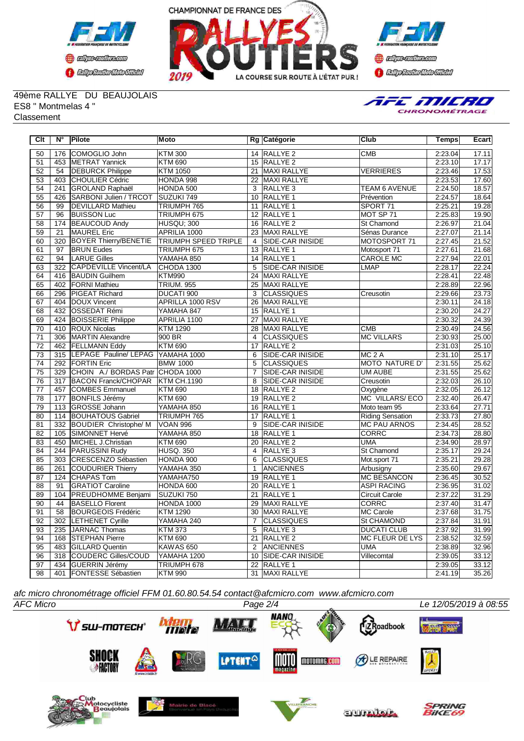CHAMPIONNAT DE FRANCE DES RALLYES ROUTIERS 2019

LA COURSE SUR ROUTE À L'ÉTAT PUR !

49ème RALLYE DU BEAUJOLAIS
ES8 " Montmelas 4 "
Classement

| Clt | N° | Pilote | Moto | Rg | Catégorie | Club | Temps | Ecart |
|---|---|---|---|---|---|---|---|---|
| 50 | 176 | COMOGLIO John | KTM 300 | 14 | RALLYE 2 | CMB | 2:23.04 | 17.11 |
| 51 | 453 | METRAT Yannick | KTM 690 | 15 | RALLYE 2 | | 2:23.10 | 17.17 |
| 52 | 54 | DEBURCK Philippe | KTM 1050 | 21 | MAXI RALLYE | VERRIERES | 2:23.46 | 17.53 |
| 53 | 403 | CHOULIER Cédric | HONDA 998 | 22 | MAXI RALLYE | | 2:23.53 | 17.60 |
| 54 | 241 | GROLAND Raphaël | HONDA 500 | 3 | RALLYE 3 | TEAM 6 AVENUE | 2:24.50 | 18.57 |
| 55 | 426 | SARBONI Julien / TRCOT | SUZUKI 749 | 10 | RALLYE 1 | Prévention | 2:24.57 | 18.64 |
| 56 | 99 | DEVILLARD Mathieu | TRIUMPH 765 | 11 | RALLYE 1 | SPORT 71 | 2:25.21 | 19.28 |
| 57 | 96 | BUISSON Luc | TRIUMPH 675 | 12 | RALLYE 1 | MOT SP 71 | 2:25.83 | 19.90 |
| 58 | 174 | BEAUCOUD Andy | HUSQU; 300 | 16 | RALLYE 2 | St Chamond | 2:26.97 | 21.04 |
| 59 | 21 | MAUREL Eric | APRILIA 1000 | 23 | MAXI RALLYE | Sénas Durance | 2:27.07 | 21.14 |
| 60 | 320 | BOYER Thierry/BENETIE | TRIUMPH SPEED TRIPLE | 4 | SIDE-CAR INISIDE | MOTOSPORT 71 | 2:27.45 | 21.52 |
| 61 | 97 | BRUN Eudes | TRIUMPH 675 | 13 | RALLYE 1 | Motosport 71 | 2:27.61 | 21.68 |
| 62 | 94 | LARUE Gilles | YAMAHA 850 | 14 | RALLYE 1 | CAROLE MC | 2:27.94 | 22.01 |
| 63 | 322 | CAPDEVILLE Vincent/LA | CHODA 1300 | 5 | SIDE-CAR INISIDE | LMAP | 2:28.17 | 22.24 |
| 64 | 416 | BAUDIN Guilhem | KTM990 | 24 | MAXI RALLYE | | 2:28.41 | 22.48 |
| 65 | 402 | FORNI Mathieu | TRIUM. 955 | 25 | MAXI RALLYE | | 2:28.89 | 22.96 |
| 66 | 296 | PIGEAT Richard | DUCATI 900 | 3 | CLASSIQUES | Creusotin | 2:29.66 | 23.73 |
| 67 | 404 | DOUX Vincent | APRILLA 1000 RSV | 26 | MAXI RALLYE | | 2:30.11 | 24.18 |
| 68 | 432 | OSSEDAT Rémi | YAMAHA 847 | 15 | RALLYE 1 | | 2:30.20 | 24.27 |
| 69 | 424 | BOISSERIE Philippe | APRILIA 1100 | 27 | MAXI RALLYE | | 2:30.32 | 24.39 |
| 70 | 410 | ROUX Nicolas | KTM 1290 | 28 | MAXI RALLYE | CMB | 2:30.49 | 24.56 |
| 71 | 306 | MARTIN Alexandre | 900 BR | 4 | CLASSIQUES | MC VILLARS | 2:30.93 | 25.00 |
| 72 | 462 | FELLMANN Eddy | KTM 690 | 17 | RALLYE 2 | | 2:31.03 | 25.10 |
| 73 | 315 | LEPAGE Pauline/ LEPAG | YAMAHA 1000 | 6 | SIDE-CAR INISIDE | MC 2 A | 2:31.10 | 25.17 |
| 74 | 292 | FORTIN Eric | BMW 1000 | 5 | CLASSIQUES | MOTO NATURE D' | 2:31.55 | 25.62 |
| 75 | 329 | CHOIN A./ BORDAS Patr | CHODA 1000 | 7 | SIDE-CAR INISIDE | UM AUBE | 2:31.55 | 25.62 |
| 76 | 317 | BACON Franck/CHOPAR | KTM CH.1190 | 8 | SIDE-CAR INISIDE | Creusotin | 2:32.03 | 26.10 |
| 77 | 457 | COMBES Emmanuel | KTM 690 | 18 | RALLYE 2 | Oxygène | 2:32.05 | 26.12 |
| 78 | 177 | BONFILS Jérémy | KTM 690 | 19 | RALLYE 2 | MC VILLARS/ ECO | 2:32.40 | 26.47 |
| 79 | 113 | GROSSE Johann | YAMAHA 850 | 16 | RALLYE 1 | Moto team 95 | 2:33.64 | 27.71 |
| 80 | 114 | BOUHATOUS Gabriel | TRIUMPH 765 | 17 | RALLYE 1 | Riding Sensation | 2:33.73 | 27.80 |
| 81 | 332 | BOUDIER Christophe/ M | VOAN 996 | 9 | SIDE-CAR INISIDE | MC PAU ARNOS | 2:34.45 | 28.52 |
| 82 | 105 | SIMONNET Hervé | YAMAHA 850 | 18 | RALLYE 1 | CORRC | 2:34.73 | 28.80 |
| 83 | 450 | MICHEL J.Christian | KTM 690 | 20 | RALLYE 2 | UMA | 2:34.90 | 28.97 |
| 84 | 244 | PARUSSINI Rudy | HUSQ. 350 | 4 | RALLYE 3 | St Chamond | 2:35.17 | 29.24 |
| 85 | 303 | CRESCENZO Sébastien | HONDA 900 | 6 | CLASSIQUES | Mot.sport 71 | 2:35.21 | 29.28 |
| 86 | 261 | COUDURIER Thierry | YAMAHA 350 | 1 | ANCIENNES | Arbusigny | 2:35.60 | 29.67 |
| 87 | 124 | CHAPAS Tom | YAMAHA750 | 19 | RALLYE 1 | MC BESANCON | 2:36.45 | 30.52 |
| 88 | 91 | GRATIOT Caroline | HONDA 600 | 20 | RALLYE 1 | ASPI RACING | 2:36.95 | 31.02 |
| 89 | 104 | PREUDHOMME Benjami | SUZUKI 750 | 21 | RALLYE 1 | Circuit Carole | 2:37.22 | 31.29 |
| 90 | 44 | BASELLO Florent | HONDA 1000 | 29 | MAXI RALLYE | CORRC | 2:37.40 | 31.47 |
| 91 | 58 | BOURGEOIS Frédéric | KTM 1290 | 30 | MAXI RALLYE | MC Carole | 2:37.68 | 31.75 |
| 92 | 302 | LETHENET Cyrille | YAMAHA 240 | 7 | CLASSIQUES | St CHAMOND | 2:37.84 | 31.91 |
| 93 | 235 | JARNAC Thomas | KTM 373 | 5 | RALLYE 3 | DUCATI CLUB | 2:37.92 | 31.99 |
| 94 | 168 | STEPHAN Pierre | KTM 690 | 21 | RALLYE 2 | MC FLEUR DE LYS | 2:38.52 | 32.59 |
| 95 | 483 | GILLARD Quentin | KAWAS 650 | 2 | ANCIENNES | UMA | 2:38.89 | 32.96 |
| 96 | 318 | COUDERC Gilles/COUD | YAMAHA 1200 | 10 | SIDE-CAR INISIDE | Villecomtal | 2:39.05 | 33.12 |
| 97 | 434 | GUERRIN Jérémy | TRIUMPH 678 | 22 | RALLYE 1 | | 2:39.05 | 33.12 |
| 98 | 401 | FONTESSE Sébastien | KTM 990 | 31 | MAXI RALLYE | | 2:41.19 | 35.26 |

*afc micro chronométrage officiel FFM 01.60.80.54.54 contact@afcmicro.com www.afcmicro.com*

*AFC Micro* — Page 2/4 — *Le 12/05/2019 à 08:55*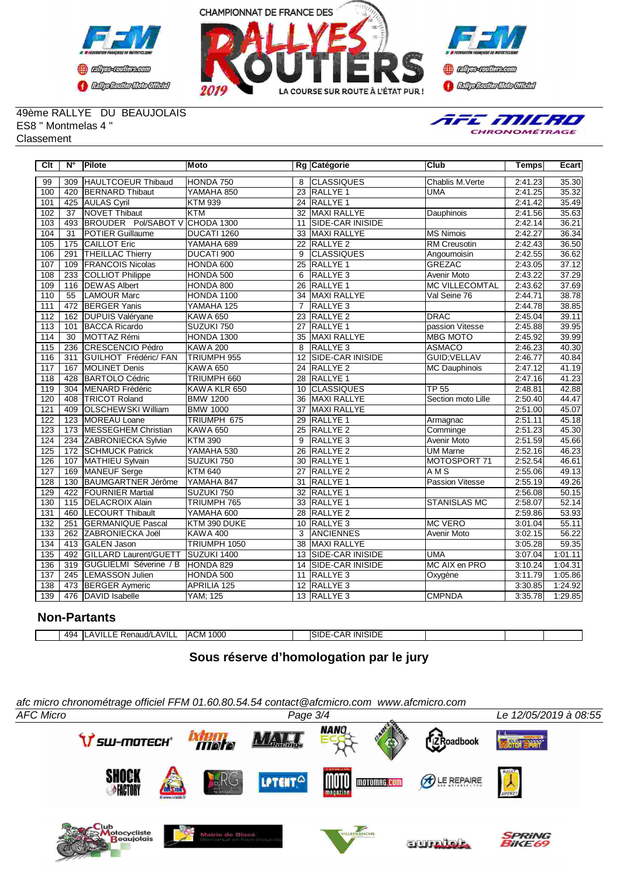49ème RALLYE DU BEAUJOLAIS
ES8 " Montmelas 4 "
Classement

| Clt | N° | Pilote | Moto | Rg | Catégorie | Club | Temps | Ecart |
|---|---|---|---|---|---|---|---|---|
| 99 | 309 | HAULTCOEUR Thibaud | HONDA 750 | 8 | CLASSIQUES | Chablis M.Verte | 2:41.23 | 35.30 |
| 100 | 420 | BERNARD Thibaut | YAMAHA 850 | 23 | RALLYE 1 | UMA | 2:41.25 | 35.32 |
| 101 | 425 | AULAS Cyril | KTM 939 | 24 | RALLYE 1 | | 2:41.42 | 35.49 |
| 102 | 37 | NOVET Thibaut | KTM | 32 | MAXI RALLYE | Dauphinois | 2:41.56 | 35.63 |
| 103 | 493 | BROUDER Pol/SABOT V | CHODA 1300 | 11 | SIDE-CAR INISIDE | | 2:42.14 | 36.21 |
| 104 | 31 | POTIER Guillaume | DUCATI 1260 | 33 | MAXI RALLYE | MS Nimois | 2:42.27 | 36.34 |
| 105 | 175 | CAILLOT Eric | YAMAHA 689 | 22 | RALLYE 2 | RM Creusotin | 2:42.43 | 36.50 |
| 106 | 291 | THEILLAC Thierry | DUCATI 900 | 9 | CLASSIQUES | Angoumoisin | 2:42.55 | 36.62 |
| 107 | 109 | FRANCOIS Nicolas | HONDA 600 | 25 | RALLYE 1 | GREZAC | 2:43.05 | 37.12 |
| 108 | 233 | COLLIOT Philippe | HONDA 500 | 6 | RALLYE 3 | Avenir Moto | 2:43.22 | 37.29 |
| 109 | 116 | DEWAS Albert | HONDA 800 | 26 | RALLYE 1 | MC VILLECOMTAL | 2:43.62 | 37.69 |
| 110 | 55 | LAMOUR Marc | HONDA 1100 | 34 | MAXI RALLYE | Val Seine 76 | 2:44.71 | 38.78 |
| 111 | 472 | BERGER Yanis | YAMAHA 125 | 7 | RALLYE 3 | | 2:44.78 | 38.85 |
| 112 | 162 | DUPUIS Valéryane | KAWA 650 | 23 | RALLYE 2 | DRAC | 2:45.04 | 39.11 |
| 113 | 101 | BACCA Ricardo | SUZUKI 750 | 27 | RALLYE 1 | passion Vitesse | 2:45.88 | 39.95 |
| 114 | 30 | MOTTAZ Rémi | HONDA 1300 | 35 | MAXI RALLYE | MBG MOTO | 2:45.92 | 39.99 |
| 115 | 236 | CRESCENCIO Pédro | KAWA 200 | 8 | RALLYE 3 | ASMACO | 2:46.23 | 40.30 |
| 116 | 311 | GUILHOT Frédéric/ FAN | TRIUMPH 955 | 12 | SIDE-CAR INISIDE | GUID;VELLAV | 2:46.77 | 40.84 |
| 117 | 167 | MOLINET Denis | KAWA 650 | 24 | RALLYE 2 | MC Dauphinois | 2:47.12 | 41.19 |
| 118 | 428 | BARTOLO Cédric | TRIUMPH 660 | 28 | RALLYE 1 | | 2:47.16 | 41.23 |
| 119 | 304 | MENARD Frédéric | KAWA KLR 650 | 10 | CLASSIQUES | TP 55 | 2:48.81 | 42.88 |
| 120 | 408 | TRICOT Roland | BMW 1200 | 36 | MAXI RALLYE | Section moto Lille | 2:50.40 | 44.47 |
| 121 | 409 | OLSCHEWSKI William | BMW 1000 | 37 | MAXI RALLYE | | 2:51.00 | 45.07 |
| 122 | 123 | MOREAU Loane | TRIUMPH 675 | 29 | RALLYE 1 | Armagnac | 2:51.11 | 45.18 |
| 123 | 173 | MESSEGHEM Christian | KAWA 650 | 25 | RALLYE 2 | Comminge | 2:51.23 | 45.30 |
| 124 | 234 | ZABRONIECKA Sylvie | KTM 390 | 9 | RALLYE 3 | Avenir Moto | 2:51.59 | 45.66 |
| 125 | 172 | SCHMUCK Patrick | YAMAHA 530 | 26 | RALLYE 2 | UM Marne | 2:52.16 | 46.23 |
| 126 | 107 | MATHIEU Sylvain | SUZUKI 750 | 30 | RALLYE 1 | MOTOSPORT 71 | 2:52.54 | 46.61 |
| 127 | 169 | MANEUF Serge | KTM 640 | 27 | RALLYE 2 | A M S | 2:55.06 | 49.13 |
| 128 | 130 | BAUMGARTNER Jérôme | YAMAHA 847 | 31 | RALLYE 1 | Passion Vitesse | 2:55.19 | 49.26 |
| 129 | 422 | FOURNIER Martial | SUZUKI 750 | 32 | RALLYE 1 | | 2:56.08 | 50.15 |
| 130 | 115 | DELACROIX Alain | TRIUMPH 765 | 33 | RALLYE 1 | STANISLAS MC | 2:58.07 | 52.14 |
| 131 | 460 | LECOURT Thibault | YAMAHA 600 | 28 | RALLYE 2 | | 2:59.86 | 53.93 |
| 132 | 251 | GERMANIQUE Pascal | KTM 390 DUKE | 10 | RALLYE 3 | MC VERO | 3:01.04 | 55.11 |
| 133 | 262 | ZABRONIECKA Joël | KAWA 400 | 3 | ANCIENNES | Avenir Moto | 3:02.15 | 56.22 |
| 134 | 413 | GALEN Jason | TRIUMPH 1050 | 38 | MAXI RALLYE | | 3:05.28 | 59.35 |
| 135 | 492 | GILLARD Laurent/GUETT | SUZUKI 1400 | 13 | SIDE-CAR INISIDE | UMA | 3:07.04 | 1:01.11 |
| 136 | 319 | GUGLIELMI Séverine / B | HONDA 829 | 14 | SIDE-CAR INISIDE | MC AIX en PRO | 3:10.24 | 1:04.31 |
| 137 | 245 | LEMASSON Julien | HONDA 500 | 11 | RALLYE 3 | Oxygène | 3:11.79 | 1:05.86 |
| 138 | 473 | BERGER Aymeric | APRILIA 125 | 12 | RALLYE 3 | | 3:30.85 | 1:24.92 |
| 139 | 476 | DAVID Isabelle | YAM; 125 | 13 | RALLYE 3 | CMPNDA | 3:35.78 | 1:29.85 |

## Non-Partants

| Clt | N° | Pilote | Moto | Rg | Catégorie | Club | Temps | Ecart |
|---|---|---|---|---|---|---|---|---|
| | 494 | LAVILLE Renaud/LAVILL | ACM 1000 | | SIDE-CAR INISIDE | | | |

**Sous réserve d'homologation par le jury**

*afc micro chronométrage officiel FFM 01.60.80.54.54 contact@afcmicro.com www.afcmicro.com*

*AFC Micro* — *Le 12/05/2019 à 08:55*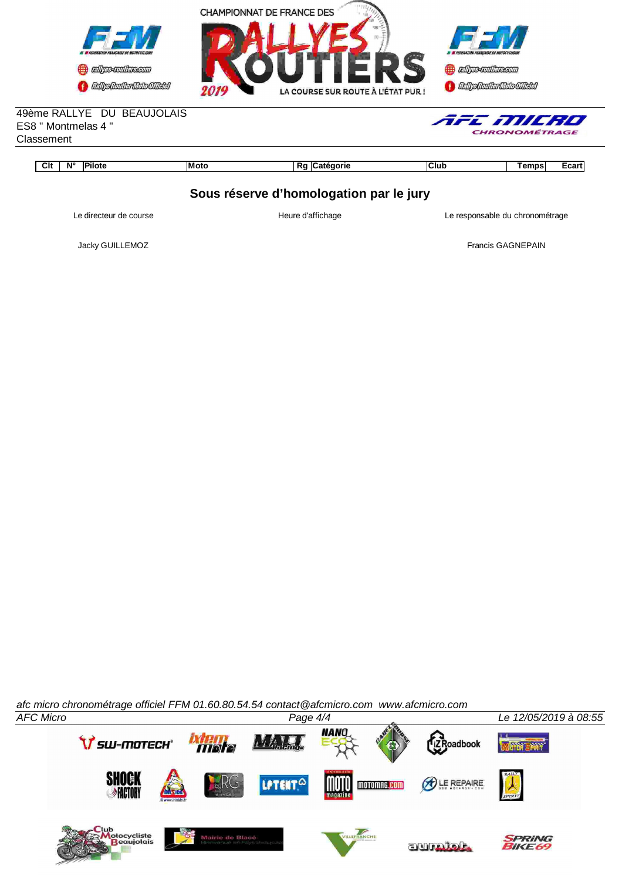49ème RALLYE DU BEAUJOLAIS
ES8 " Montmelas 4 "
Classement

| Clt | N° | Pilote | Moto | Rg | Catégorie | Club | Temps | Ecart |
|---|---|---|---|---|---|---|---|---|

## Sous réserve d'homologation par le jury

Le directeur de course — Heure d'affichage — Le responsable du chronométrage

Jacky GUILLEMOZ — Francis GAGNEPAIN

*afc micro chronométrage officiel FFM 01.60.80.54.54 contact@afcmicro.com www.afcmicro.com*

*AFC Micro* — *Le 12/05/2019 à 08:55*